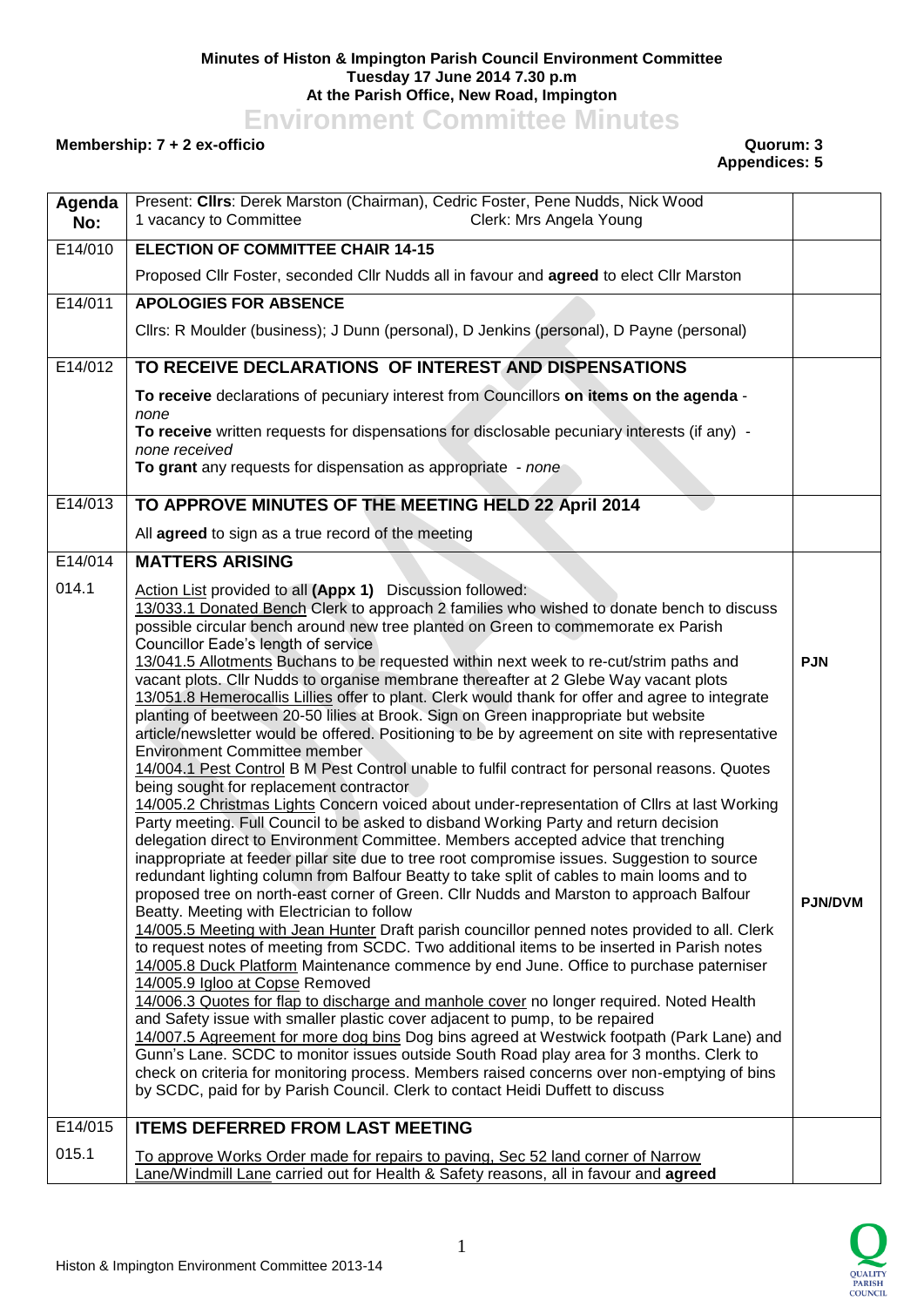**Minutes of Histon & Impington Parish Council Environment Committee**
**Tuesday 17 June 2014 7.30 p.m**
**At the Parish Office, New Road, Impington**

# Environment Committee Minutes

**Membership: 7 + 2 ex-officio** **Quorum: 3**
**Appendices: 5**

| Agenda No: | Present: **Cllrs**: Derek Marston (Chairman), Cedric Foster, Pene Nudds, Nick Wood<br>1 vacancy to Committee Clerk: Mrs Angela Young | |
|---|---|---|
| E14/010 | **ELECTION OF COMMITTEE CHAIR 14-15** | |
| | Proposed Cllr Foster, seconded Cllr Nudds all in favour and **agreed** to elect Cllr Marston | |
| E14/011 | **APOLOGIES FOR ABSENCE** | |
| | Cllrs: R Moulder (business); J Dunn (personal), D Jenkins (personal), D Payne (personal) | |
| E14/012 | **TO RECEIVE DECLARATIONS OF INTEREST AND DISPENSATIONS** | |
| | **To receive** declarations of pecuniary interest from Councillors **on items on the agenda** - *none*<br>**To receive** written requests for dispensations for disclosable pecuniary interests (if any) - *none received*<br>**To grant** any requests for dispensation as appropriate - *none* | |
| E14/013 | **TO APPROVE MINUTES OF THE MEETING HELD 22 April 2014** | |
| | All **agreed** to sign as a true record of the meeting | |
| E14/014 | **MATTERS ARISING** | |
| 014.1 | Action List provided to all **(Appx 1)** Discussion followed:<br>13/033.1 Donated Bench Clerk to approach 2 families who wished to donate bench to discuss possible circular bench around new tree planted on Green to commemorate ex Parish Councillor Eade's length of service<br>13/041.5 Allotments Buchans to be requested within next week to re-cut/strim paths and vacant plots. Cllr Nudds to organise membrane thereafter at 2 Glebe Way vacant plots<br>13/051.8 Hemerocallis Lillies offer to plant. Clerk would thank for offer and agree to integrate planting of beetween 20-50 lilies at Brook. Sign on Green inappropriate but website article/newsletter would be offered. Positioning to be by agreement on site with representative Environment Committee member<br>14/004.1 Pest Control B M Pest Control unable to fulfil contract for personal reasons. Quotes being sought for replacement contractor<br>14/005.2 Christmas Lights Concern voiced about under-representation of Cllrs at last Working Party meeting. Full Council to be asked to disband Working Party and return decision delegation direct to Environment Committee. Members accepted advice that trenching inappropriate at feeder pillar site due to tree root compromise issues. Suggestion to source redundant lighting column from Balfour Beatty to take split of cables to main looms and to proposed tree on north-east corner of Green. Cllr Nudds and Marston to approach Balfour Beatty. Meeting with Electrician to follow<br>14/005.5 Meeting with Jean Hunter Draft parish councillor penned notes provided to all. Clerk to request notes of meeting from SCDC. Two additional items to be inserted in Parish notes<br>14/005.8 Duck Platform Maintenance commence by end June. Office to purchase paterniser<br>14/005.9 Igloo at Copse Removed<br>14/006.3 Quotes for flap to discharge and manhole cover no longer required. Noted Health and Safety issue with smaller plastic cover adjacent to pump, to be repaired<br>14/007.5 Agreement for more dog bins Dog bins agreed at Westwick footpath (Park Lane) and Gunn's Lane. SCDC to monitor issues outside South Road play area for 3 months. Clerk to check on criteria for monitoring process. Members raised concerns over non-emptying of bins by SCDC, paid for by Parish Council. Clerk to contact Heidi Duffett to discuss | PJN<br><br>PJN/DVM |
| E14/015 | **ITEMS DEFERRED FROM LAST MEETING** | |
| 015.1 | To approve Works Order made for repairs to paving, Sec 52 land corner of Narrow Lane/Windmill Lane carried out for Health & Safety reasons, all in favour and **agreed** | |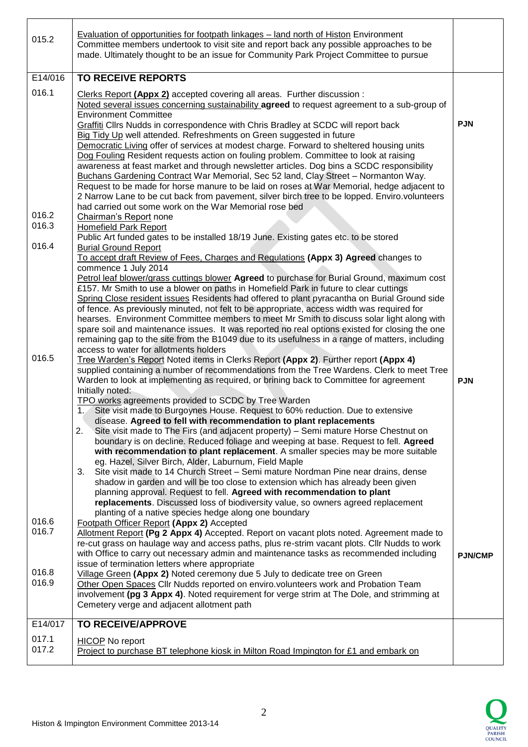| | | |
|---|---|---|
| 015.2 | Evaluation of opportunities for footpath linkages – land north of Histon Environment Committee members undertook to visit site and report back any possible approaches to be made. Ultimately thought to be an issue for Community Park Project Committee to pursue | |
| E14/016 | **TO RECEIVE REPORTS** | |
| 016.1 | Clerks Report **(Appx 2)** accepted covering all areas. Further discussion :<br>Noted several issues concerning sustainability **agreed** to request agreement to a sub-group of Environment Committee<br>Graffiti Cllrs Nudds in correspondence with Chris Bradley at SCDC will report back<br>Big Tidy Up well attended. Refreshments on Green suggested in future<br>Democratic Living offer of services at modest charge. Forward to sheltered housing units<br>Dog Fouling Resident requests action on fouling problem. Committee to look at raising awareness at feast market and through newsletter articles. Dog bins a SCDC responsibility<br>Buchans Gardening Contract War Memorial, Sec 52 land, Clay Street – Normanton Way. Request to be made for horse manure to be laid on roses at War Memorial, hedge adjacent to 2 Narrow Lane to be cut back from pavement, silver birch tree to be lopped. Enviro.volunteers had carried out some work on the War Memorial rose bed | **PJN** |
| 016.2 | Chairman's Report none | |
| 016.3 | Homefield Park Report<br>Public Art funded gates to be installed 18/19 June. Existing gates etc. to be stored | |
| 016.4 | Burial Ground Report<br>To accept draft Review of Fees, Charges and Regulations **(Appx 3) Agreed** changes to commence 1 July 2014<br>Petrol leaf blower/grass cuttings blower **Agreed** to purchase for Burial Ground, maximum cost £157. Mr Smith to use a blower on paths in Homefield Park in future to clear cuttings<br>Spring Close resident issues Residents had offered to plant pyracantha on Burial Ground side of fence. As previously minuted, not felt to be appropriate, access width was required for hearses. Environment Committee members to meet Mr Smith to discuss solar light along with spare soil and maintenance issues. It was reported no real options existed for closing the one remaining gap to the site from the B1049 due to its usefulness in a range of matters, including access to water for allotments holders | |
| 016.5 | Tree Warden's Report Noted items in Clerks Report **(Appx 2)**. Further report **(Appx 4)** supplied containing a number of recommendations from the Tree Wardens. Clerk to meet Tree Warden to look at implementing as required, or brining back to Committee for agreement<br>Initially noted:<br>TPO works agreements provided to SCDC by Tree Warden<br>1. Site visit made to Burgoynes House. Request to 60% reduction. Due to extensive disease. **Agreed to fell with recommendation to plant replacements**<br>2. Site visit made to The Firs (and adjacent property) – Semi mature Horse Chestnut on boundary is on decline. Reduced foliage and weeping at base. Request to fell. **Agreed with recommendation to plant replacement**. A smaller species may be more suitable eg. Hazel, Silver Birch, Alder, Laburnum, Field Maple<br>3. Site visit made to 14 Church Street – Semi mature Nordman Pine near drains, dense shadow in garden and will be too close to extension which has already been given planning approval. Request to fell. **Agreed with recommendation to plant replacements**. Discussed loss of biodiversity value, so owners agreed replacement planting of a native species hedge along one boundary | **PJN** |
| 016.6 | Footpath Officer Report **(Appx 2)** Accepted | |
| 016.7 | Allotment Report **(Pg 2 Appx 4)** Accepted. Report on vacant plots noted. Agreement made to re-cut grass on haulage way and access paths, plus re-strim vacant plots. Cllr Nudds to work with Office to carry out necessary admin and maintenance tasks as recommended including issue of termination letters where appropriate | **PJN/CMP** |
| 016.8 | Village Green **(Appx 2)** Noted ceremony due 5 July to dedicate tree on Green | |
| 016.9 | Other Open Spaces Cllr Nudds reported on enviro.volunteers work and Probation Team involvement **(pg 3 Appx 4)**. Noted requirement for verge strim at The Dole, and strimming at Cemetery verge and adjacent allotment path | |
| E14/017 | **TO RECEIVE/APPROVE** | |
| 017.1 | HICOP No report | |
| 017.2 | Project to purchase BT telephone kiosk in Milton Road Impington for £1 and embark on | |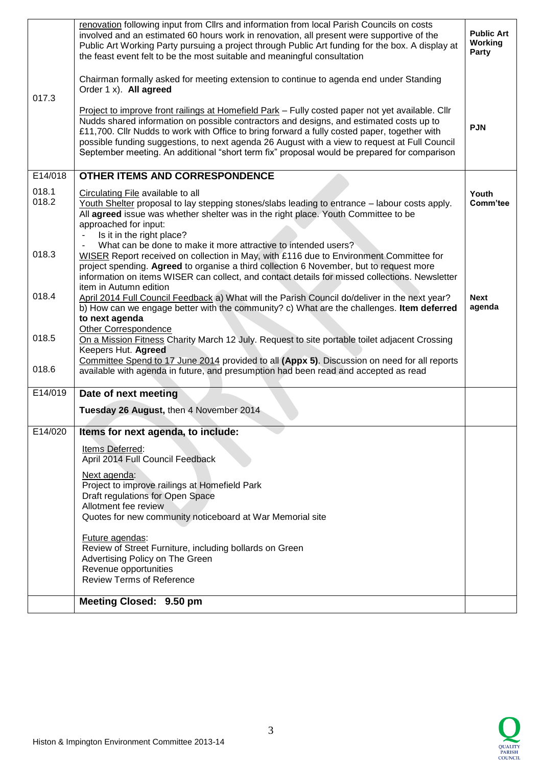| | | |
|---|---|---|
| 017.3 | renovation following input from Cllrs and information from local Parish Councils on costs involved and an estimated 60 hours work in renovation, all present were supportive of the Public Art Working Party pursuing a project through Public Art funding for the box. A display at the feast event felt to be the most suitable and meaningful consultation<br><br>Chairman formally asked for meeting extension to continue to agenda end under Standing Order 1 x). **All agreed**<br><br>Project to improve front railings at Homefield Park – Fully costed paper not yet available. Cllr Nudds shared information on possible contractors and designs, and estimated costs up to £11,700. Cllr Nudds to work with Office to bring forward a fully costed paper, together with possible funding suggestions, to next agenda 26 August with a view to request at Full Council September meeting. An additional "short term fix" proposal would be prepared for comparison | **Public Art Working Party**<br><br><br><br>**PJN** |
| E14/018 | **OTHER ITEMS AND CORRESPONDENCE** | |
| 018.1<br>018.2 | Circulating File available to all<br>Youth Shelter proposal to lay stepping stones/slabs leading to entrance – labour costs apply. All **agreed** issue was whether shelter was in the right place. Youth Committee to be approached for input:<br>- Is it in the right place?<br>- What can be done to make it more attractive to intended users? | **Youth Comm'tee** |
| 018.3 | WISER Report received on collection in May, with £116 due to Environment Committee for project spending. **Agreed** to organise a third collection 6 November, but to request more information on items WISER can collect, and contact details for missed collections. Newsletter item in Autumn edition | |
| 018.4 | April 2014 Full Council Feedback a) What will the Parish Council do/deliver in the next year? b) How can we engage better with the community? c) What are the challenges. **Item deferred to next agenda**<br>Other Correspondence | **Next agenda** |
| 018.5 | On a Mission Fitness Charity March 12 July. Request to site portable toilet adjacent Crossing Keepers Hut. **Agreed** | |
| 018.6 | Committee Spend to 17 June 2014 provided to all **(Appx 5)**. Discussion on need for all reports available with agenda in future, and presumption had been read and accepted as read | |
| E14/019 | **Date of next meeting**<br><br>**Tuesday 26 August,** then 4 November 2014 | |
| E14/020 | **Items for next agenda, to include:**<br><br>Items Deferred:<br>April 2014 Full Council Feedback<br><br>Next agenda:<br>Project to improve railings at Homefield Park<br>Draft regulations for Open Space<br>Allotment fee review<br>Quotes for new community noticeboard at War Memorial site<br><br>Future agendas:<br>Review of Street Furniture, including bollards on Green<br>Advertising Policy on The Green<br>Revenue opportunities<br>Review Terms of Reference | |
| | **Meeting Closed: 9.50 pm** | |